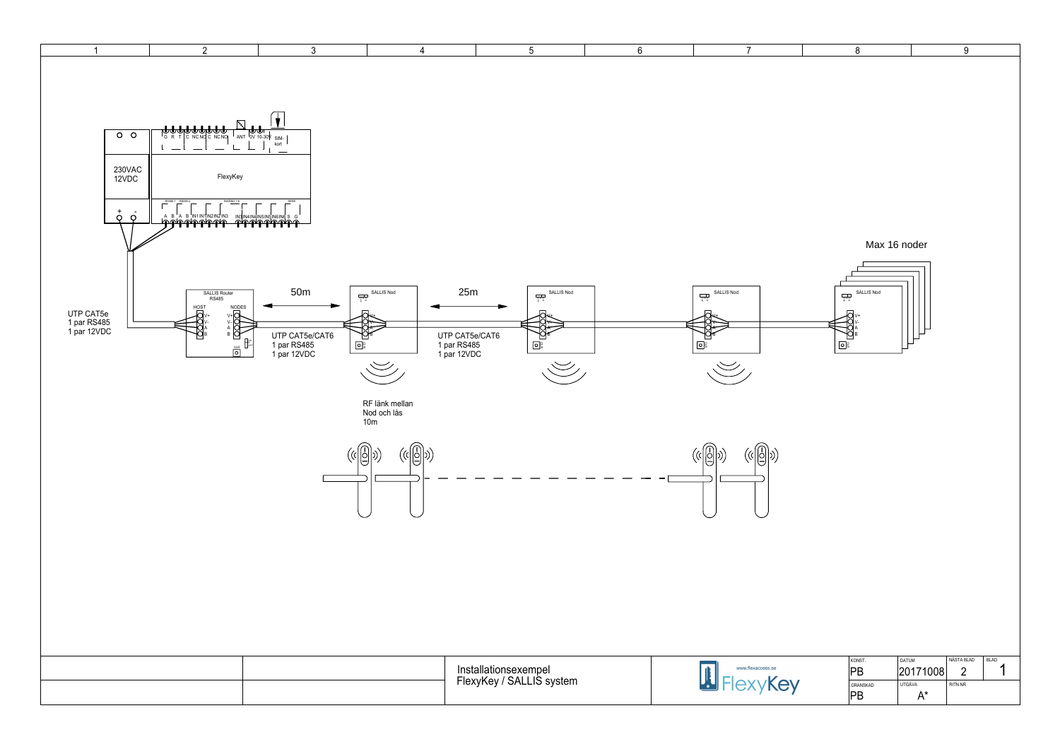1 | 2 | 3 | 4 | 5 | 6 | 7 | 8 | 9

230VAC
12VDC

FlexyKey

G R T C NC NO C NC NO ANT 0V 10-30V SIM-kort

RS485-1 RS485-2 INGANG 1-8 SENS

A B A B IN1 IN1 IN2 IN2 IN3 IN3 IN4 IN4 IN5 IN5 IN6 IN6 S G

UTP CAT5e
1 par RS485
1 par 12VDC

SALLIS Router
RS485

HOST NODES

V+ V- A B

50m

UTP CAT5e/CAT6
1 par RS485
1 par 12VDC

SALLIS Nod

25m

UTP CAT5e/CAT6
1 par RS485
1 par 12VDC

SALLIS Nod

SALLIS Nod

Max 16 noder

SALLIS Nod

RF länk mellan
Nod och lås
10m

| | | Installationsexempel FlexyKey / SALLIS system | www.flexaccess.se FlexyKey | KONST. PB | DATUM 20171008 | NÄSTA BLAD 2 | BLAD 1 |
|---|---|---|---|---|---|---|---|
| | | | | GRANSKAD PB | UTGÅVA A* | RITN.NR | |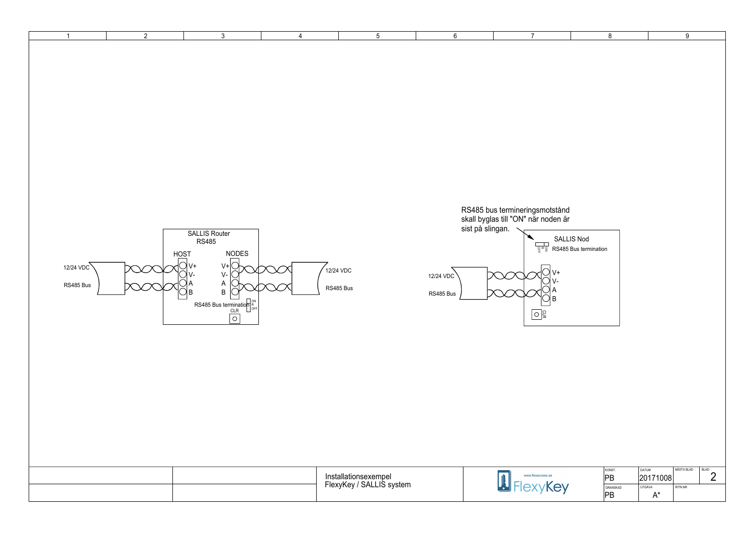SALLIS Router
RS485

HOST

V+
V-
A
B

NODES

V+
V-
A
B

12/24 VDC

RS485 Bus

12/24 VDC

RS485 Bus

RS485 Bus termination

ON
R
OFF

CLR

RS485 bus termineringsmotstånd skall byglas till "ON" när noden är sist på slingan.

SALLIS Nod

RS485 Bus termination

ON
R
OFF

12/24 VDC

RS485 Bus

V+
V-
A
B

CLR

Installationsexempel
FlexyKey / SALLIS system

www.flexaccess.se
FlexyKey

| KONST. | DATUM | NÄSTA BLAD | BLAD |
|---|---|---|---|
| PB | 20171008 | | 2 |
| GRANSKAD | UTGÅVA | RITN.NR | |
| PB | A* | | |